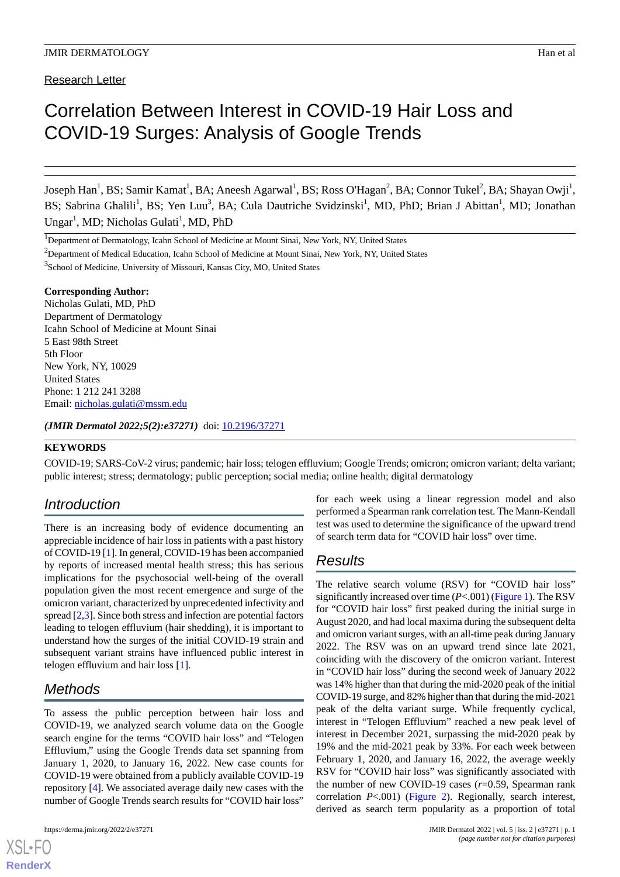Research Letter

# Correlation Between Interest in COVID-19 Hair Loss and COVID-19 Surges: Analysis of Google Trends

Joseph Han[1], BS; Samir Kamat[1], BA; Aneesh Agarwal[1], BS; Ross O'Hagan[2], BA; Connor Tukel[2], BA; Shayan Owji[1], BS; Sabrina Ghalili[1], BS; Yen Luu[3], BA; Cula Dautriche Svidzinski[1], MD, PhD; Brian J Abittan[1], MD; Jonathan Ungar[1], MD; Nicholas Gulati[1], MD, PhD

[1]Department of Dermatology, Icahn School of Medicine at Mount Sinai, New York, NY, United States

[2]Department of Medical Education, Icahn School of Medicine at Mount Sinai, New York, NY, United States

[3]School of Medicine, University of Missouri, Kansas City, MO, United States

**Corresponding Author:**
Nicholas Gulati, MD, PhD
Department of Dermatology
Icahn School of Medicine at Mount Sinai
5 East 98th Street
5th Floor
New York, NY, 10029
United States
Phone: 1 212 241 3288
Email: nicholas.gulati@mssm.edu

***(JMIR Dermatol 2022;5(2):e37271)*** doi: 10.2196/37271

**KEYWORDS**

COVID-19; SARS-CoV-2 virus; pandemic; hair loss; telogen effluvium; Google Trends; omicron; omicron variant; delta variant; public interest; stress; dermatology; public perception; social media; online health; digital dermatology

## Introduction

There is an increasing body of evidence documenting an appreciable incidence of hair loss in patients with a past history of COVID-19 [1]. In general, COVID-19 has been accompanied by reports of increased mental health stress; this has serious implications for the psychosocial well-being of the overall population given the most recent emergence and surge of the omicron variant, characterized by unprecedented infectivity and spread [2,3]. Since both stress and infection are potential factors leading to telogen effluvium (hair shedding), it is important to understand how the surges of the initial COVID-19 strain and subsequent variant strains have influenced public interest in telogen effluvium and hair loss [1].

## Methods

To assess the public perception between hair loss and COVID-19, we analyzed search volume data on the Google search engine for the terms "COVID hair loss" and "Telogen Effluvium," using the Google Trends data set spanning from January 1, 2020, to January 16, 2022. New case counts for COVID-19 were obtained from a publicly available COVID-19 repository [4]. We associated average daily new cases with the number of Google Trends search results for "COVID hair loss" for each week using a linear regression model and also performed a Spearman rank correlation test. The Mann-Kendall test was used to determine the significance of the upward trend of search term data for "COVID hair loss" over time.

## Results

The relative search volume (RSV) for "COVID hair loss" significantly increased over time ($P<.001$) (Figure 1). The RSV for "COVID hair loss" first peaked during the initial surge in August 2020, and had local maxima during the subsequent delta and omicron variant surges, with an all-time peak during January 2022. The RSV was on an upward trend since late 2021, coinciding with the discovery of the omicron variant. Interest in "COVID hair loss" during the second week of January 2022 was 14% higher than that during the mid-2020 peak of the initial COVID-19 surge, and 82% higher than that during the mid-2021 peak of the delta variant surge. While frequently cyclical, interest in "Telogen Effluvium" reached a new peak level of interest in December 2021, surpassing the mid-2020 peak by 19% and the mid-2021 peak by 33%. For each week between February 1, 2020, and January 16, 2022, the average weekly RSV for "COVID hair loss" was significantly associated with the number of new COVID-19 cases ($r$=0.59, Spearman rank correlation $P<.001$) (Figure 2). Regionally, search interest, derived as search term popularity as a proportion of total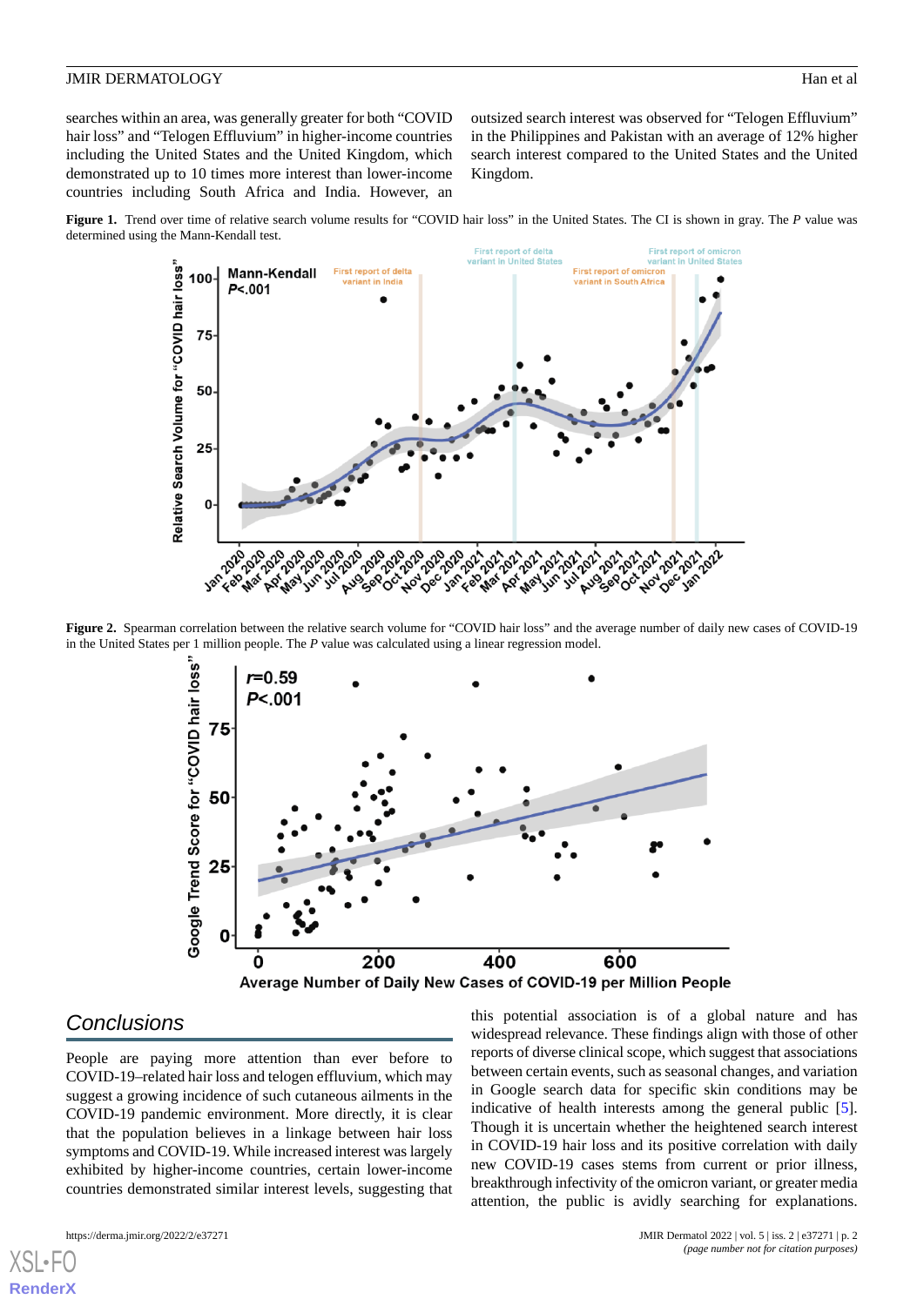searches within an area, was generally greater for both "COVID hair loss" and "Telogen Effluvium" in higher-income countries including the United States and the United Kingdom, which demonstrated up to 10 times more interest than lower-income countries including South Africa and India. However, an outsized search interest was observed for "Telogen Effluvium" in the Philippines and Pakistan with an average of 12% higher search interest compared to the United States and the United Kingdom.

**Figure 1.** Trend over time of relative search volume results for "COVID hair loss" in the United States. The CI is shown in gray. The *P* value was determined using the Mann-Kendall test.

**Figure 2.** Spearman correlation between the relative search volume for "COVID hair loss" and the average number of daily new cases of COVID-19 in the United States per 1 million people. The *P* value was calculated using a linear regression model.

## Conclusions

People are paying more attention than ever before to COVID-19–related hair loss and telogen effluvium, which may suggest a growing incidence of such cutaneous ailments in the COVID-19 pandemic environment. More directly, it is clear that the population believes in a linkage between hair loss symptoms and COVID-19. While increased interest was largely exhibited by higher-income countries, certain lower-income countries demonstrated similar interest levels, suggesting that this potential association is of a global nature and has widespread relevance. These findings align with those of other reports of diverse clinical scope, which suggest that associations between certain events, such as seasonal changes, and variation in Google search data for specific skin conditions may be indicative of health interests among the general public [5]. Though it is uncertain whether the heightened search interest in COVID-19 hair loss and its positive correlation with daily new COVID-19 cases stems from current or prior illness, breakthrough infectivity of the omicron variant, or greater media attention, the public is avidly searching for explanations.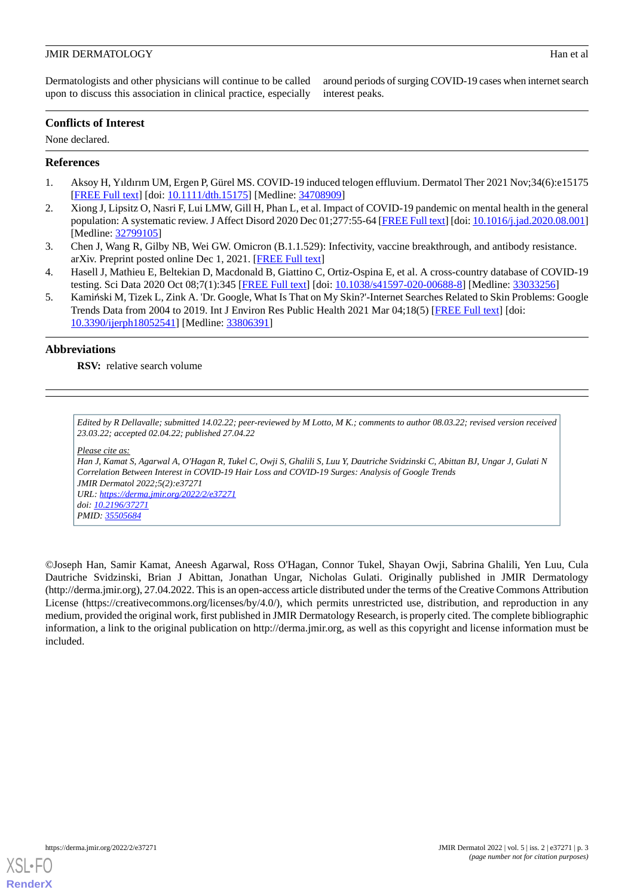Dermatologists and other physicians will continue to be called upon to discuss this association in clinical practice, especially around periods of surging COVID-19 cases when internet search interest peaks.

## Conflicts of Interest

None declared.

## References

1. Aksoy H, Yıldırım UM, Ergen P, Gürel MS. COVID-19 induced telogen effluvium. Dermatol Ther 2021 Nov;34(6):e15175 [FREE Full text] [doi: 10.1111/dth.15175] [Medline: 34708909]
2. Xiong J, Lipsitz O, Nasri F, Lui LMW, Gill H, Phan L, et al. Impact of COVID-19 pandemic on mental health in the general population: A systematic review. J Affect Disord 2020 Dec 01;277:55-64 [FREE Full text] [doi: 10.1016/j.jad.2020.08.001] [Medline: 32799105]
3. Chen J, Wang R, Gilby NB, Wei GW. Omicron (B.1.1.529): Infectivity, vaccine breakthrough, and antibody resistance. arXiv. Preprint posted online Dec 1, 2021. [FREE Full text]
4. Hasell J, Mathieu E, Beltekian D, Macdonald B, Giattino C, Ortiz-Ospina E, et al. A cross-country database of COVID-19 testing. Sci Data 2020 Oct 08;7(1):345 [FREE Full text] [doi: 10.1038/s41597-020-00688-8] [Medline: 33033256]
5. Kamiński M, Tizek L, Zink A. 'Dr. Google, What Is That on My Skin?'-Internet Searches Related to Skin Problems: Google Trends Data from 2004 to 2019. Int J Environ Res Public Health 2021 Mar 04;18(5) [FREE Full text] [doi: 10.3390/ijerph18052541] [Medline: 33806391]

## Abbreviations

**RSV:** relative search volume

*Edited by R Dellavalle; submitted 14.02.22; peer-reviewed by M Lotto, M K.; comments to author 08.03.22; revised version received 23.03.22; accepted 02.04.22; published 27.04.22*

*Please cite as:*
*Han J, Kamat S, Agarwal A, O'Hagan R, Tukel C, Owji S, Ghalili S, Luu Y, Dautriche Svidzinski C, Abittan BJ, Ungar J, Gulati N*
*Correlation Between Interest in COVID-19 Hair Loss and COVID-19 Surges: Analysis of Google Trends*
*JMIR Dermatol 2022;5(2):e37271*
*URL: https://derma.jmir.org/2022/2/e37271*
*doi: 10.2196/37271*
*PMID: 35505684*

©Joseph Han, Samir Kamat, Aneesh Agarwal, Ross O'Hagan, Connor Tukel, Shayan Owji, Sabrina Ghalili, Yen Luu, Cula Dautriche Svidzinski, Brian J Abittan, Jonathan Ungar, Nicholas Gulati. Originally published in JMIR Dermatology (http://derma.jmir.org), 27.04.2022. This is an open-access article distributed under the terms of the Creative Commons Attribution License (https://creativecommons.org/licenses/by/4.0/), which permits unrestricted use, distribution, and reproduction in any medium, provided the original work, first published in JMIR Dermatology Research, is properly cited. The complete bibliographic information, a link to the original publication on http://derma.jmir.org, as well as this copyright and license information must be included.